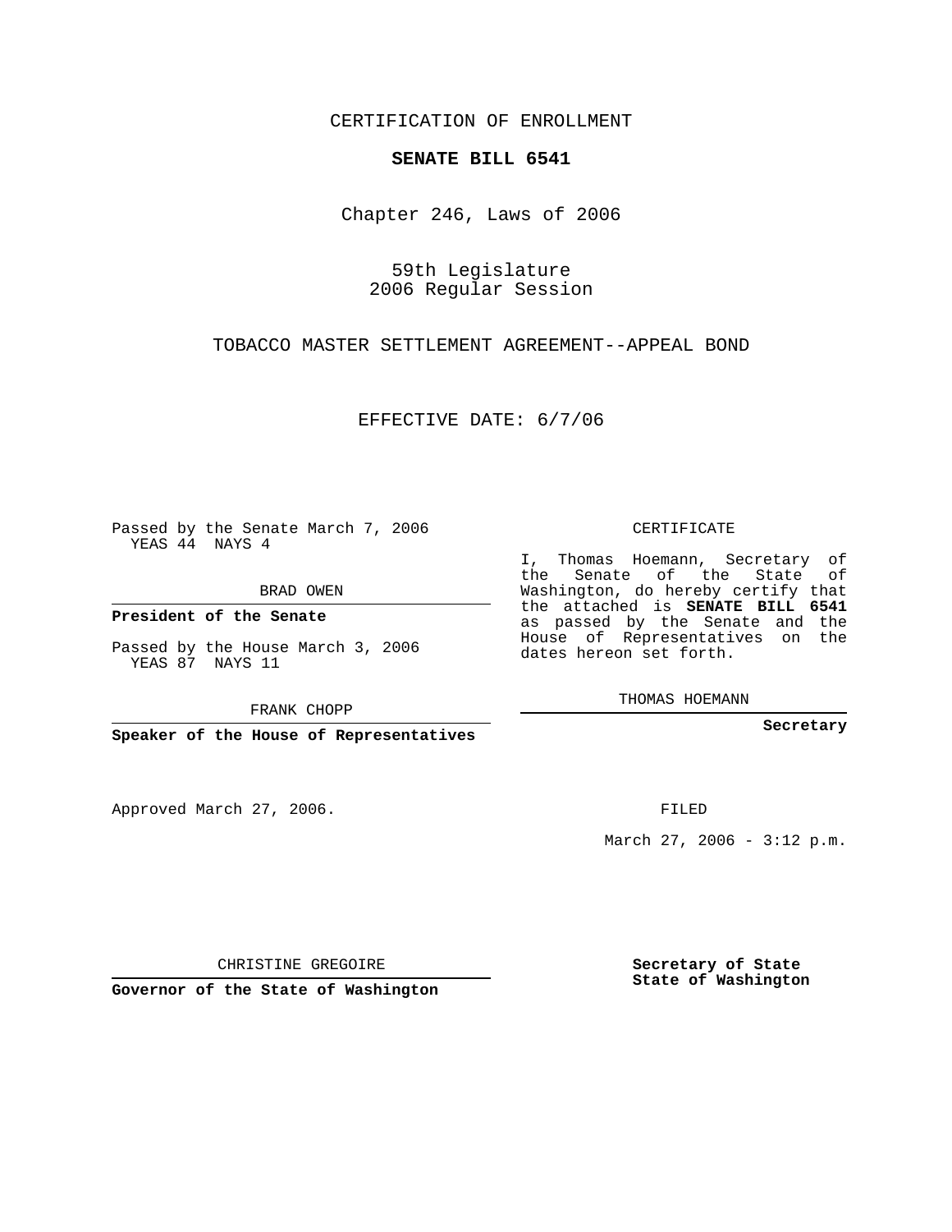CERTIFICATION OF ENROLLMENT

**SENATE BILL 6541**

Chapter 246, Laws of 2006

59th Legislature
2006 Regular Session

TOBACCO MASTER SETTLEMENT AGREEMENT--APPEAL BOND

EFFECTIVE DATE: 6/7/06

Passed by the Senate March 7, 2006
YEAS 44 NAYS 4

BRAD OWEN

**President of the Senate**

Passed by the House March 3, 2006
YEAS 87 NAYS 11

FRANK CHOPP

**Speaker of the House of Representatives**

CERTIFICATE

I, Thomas Hoemann, Secretary of the Senate of the State of Washington, do hereby certify that the attached is **SENATE BILL 6541** as passed by the Senate and the House of Representatives on the dates hereon set forth.

THOMAS HOEMANN

**Secretary**

Approved March 27, 2006.

FILED

March 27, 2006 - 3:12 p.m.

CHRISTINE GREGOIRE

**Governor of the State of Washington**

**Secretary of State**
**State of Washington**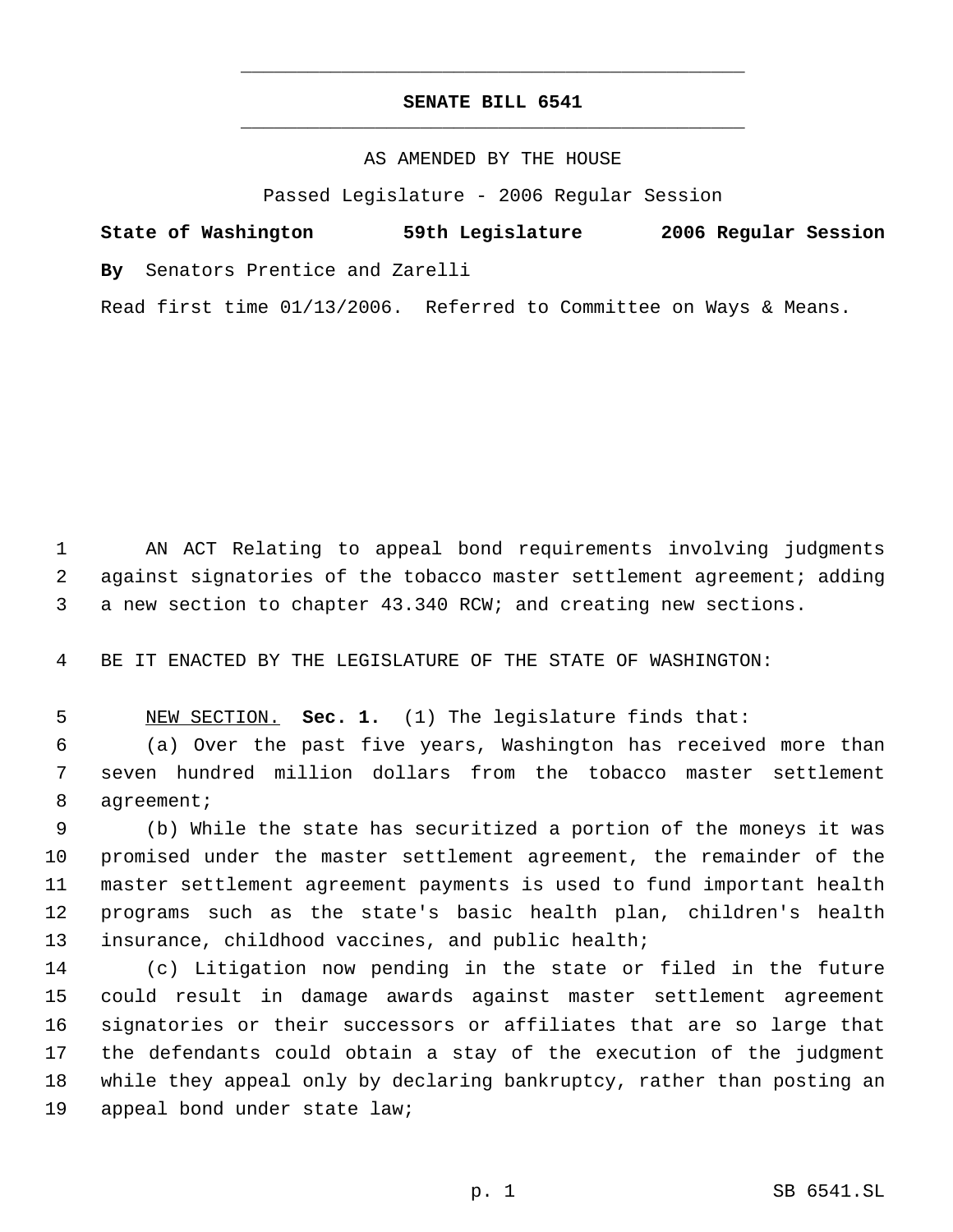# SENATE BILL 6541

AS AMENDED BY THE HOUSE

Passed Legislature - 2006 Regular Session

**State of Washington 59th Legislature 2006 Regular Session**

**By** Senators Prentice and Zarelli

Read first time 01/13/2006. Referred to Committee on Ways & Means.

AN ACT Relating to appeal bond requirements involving judgments against signatories of the tobacco master settlement agreement; adding a new section to chapter 43.340 RCW; and creating new sections.

BE IT ENACTED BY THE LEGISLATURE OF THE STATE OF WASHINGTON:

NEW SECTION. **Sec. 1.** (1) The legislature finds that:

(a) Over the past five years, Washington has received more than seven hundred million dollars from the tobacco master settlement agreement;

(b) While the state has securitized a portion of the moneys it was promised under the master settlement agreement, the remainder of the master settlement agreement payments is used to fund important health programs such as the state's basic health plan, children's health insurance, childhood vaccines, and public health;

(c) Litigation now pending in the state or filed in the future could result in damage awards against master settlement agreement signatories or their successors or affiliates that are so large that the defendants could obtain a stay of the execution of the judgment while they appeal only by declaring bankruptcy, rather than posting an appeal bond under state law;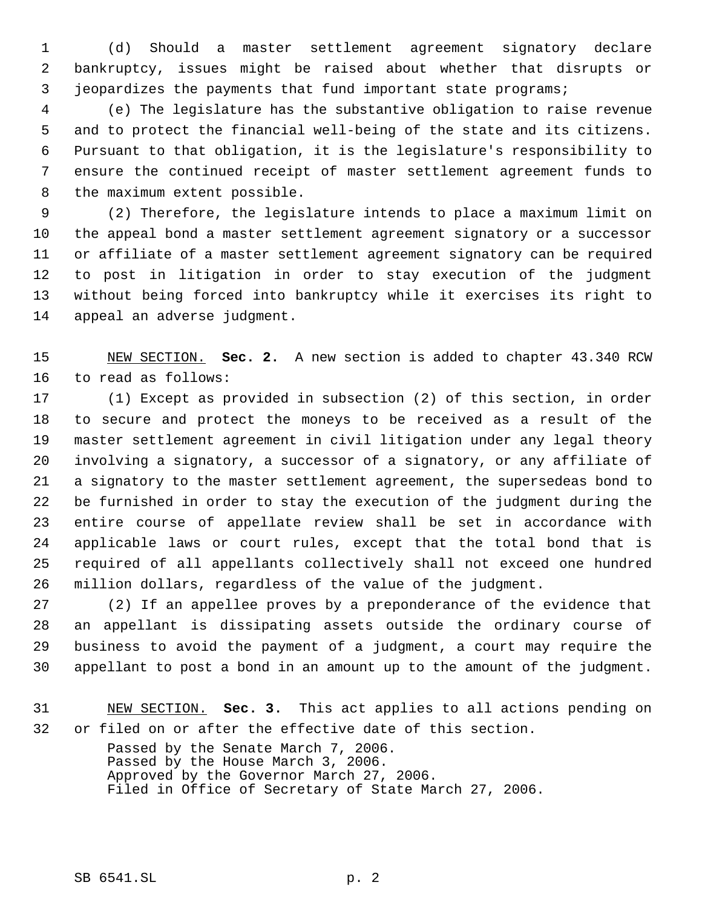(d) Should a master settlement agreement signatory declare bankruptcy, issues might be raised about whether that disrupts or jeopardizes the payments that fund important state programs;

(e) The legislature has the substantive obligation to raise revenue and to protect the financial well-being of the state and its citizens. Pursuant to that obligation, it is the legislature's responsibility to ensure the continued receipt of master settlement agreement funds to the maximum extent possible.

(2) Therefore, the legislature intends to place a maximum limit on the appeal bond a master settlement agreement signatory or a successor or affiliate of a master settlement agreement signatory can be required to post in litigation in order to stay execution of the judgment without being forced into bankruptcy while it exercises its right to appeal an adverse judgment.

NEW SECTION. **Sec. 2.** A new section is added to chapter 43.340 RCW to read as follows:

(1) Except as provided in subsection (2) of this section, in order to secure and protect the moneys to be received as a result of the master settlement agreement in civil litigation under any legal theory involving a signatory, a successor of a signatory, or any affiliate of a signatory to the master settlement agreement, the supersedeas bond to be furnished in order to stay the execution of the judgment during the entire course of appellate review shall be set in accordance with applicable laws or court rules, except that the total bond that is required of all appellants collectively shall not exceed one hundred million dollars, regardless of the value of the judgment.

(2) If an appellee proves by a preponderance of the evidence that an appellant is dissipating assets outside the ordinary course of business to avoid the payment of a judgment, a court may require the appellant to post a bond in an amount up to the amount of the judgment.

NEW SECTION. **Sec. 3.** This act applies to all actions pending on or filed on or after the effective date of this section.

Passed by the Senate March 7, 2006.
Passed by the House March 3, 2006.
Approved by the Governor March 27, 2006.
Filed in Office of Secretary of State March 27, 2006.